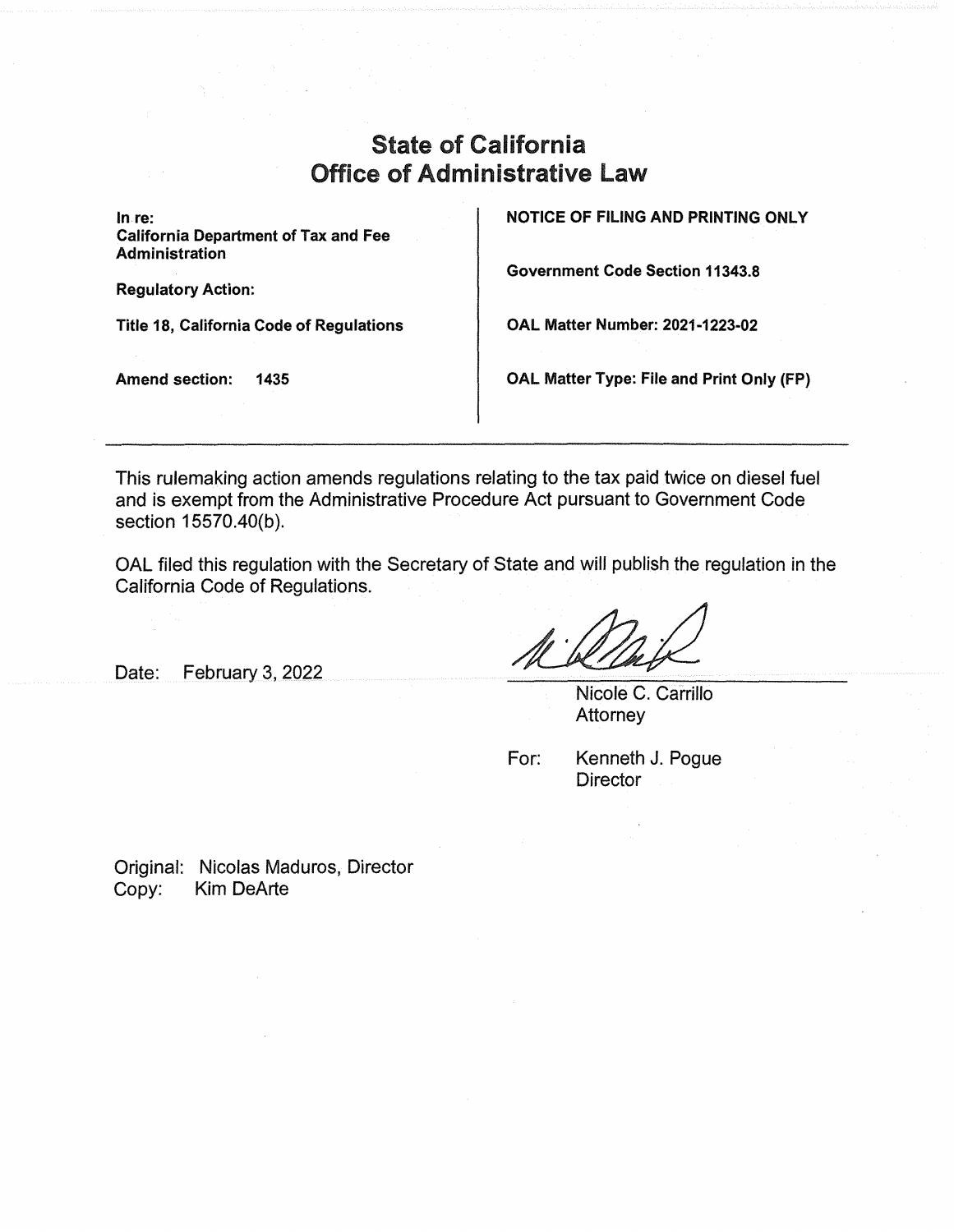# State of California
# Office of Administrative Law

| | |
|---|---|
| **In re:**<br>**California Department of Tax and Fee Administration** | **NOTICE OF FILING AND PRINTING ONLY** |
| **Regulatory Action:** | **Government Code Section 11343.8** |
| **Title 18, California Code of Regulations** | **OAL Matter Number: 2021-1223-02** |
| **Amend section: 1435** | **OAL Matter Type: File and Print Only (FP)** |

---

This rulemaking action amends regulations relating to the tax paid twice on diesel fuel and is exempt from the Administrative Procedure Act pursuant to Government Code section 15570.40(b).

OAL filed this regulation with the Secretary of State and will publish the regulation in the California Code of Regulations.

Date: February 3, 2022

Nicole C. Carrillo
Attorney

For: Kenneth J. Pogue
Director

Original: Nicolas Maduros, Director
Copy: Kim DeArte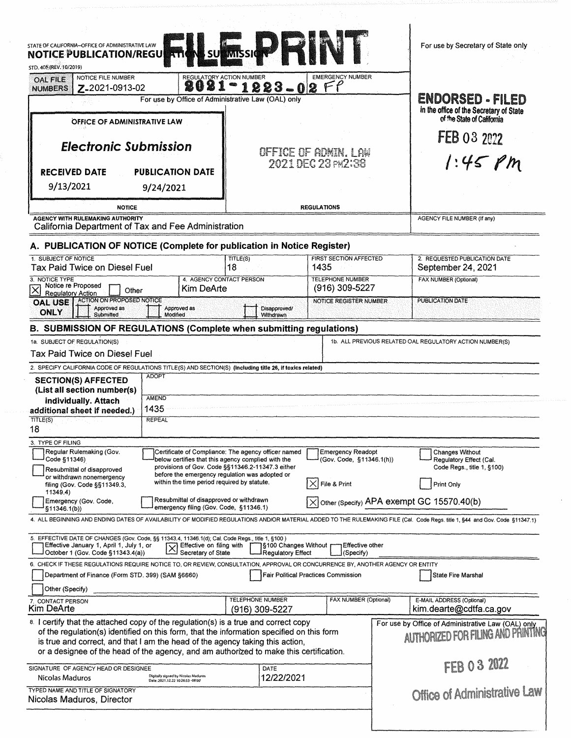STATE OF CALIFORNIA–OFFICE OF ADMINISTRATIVE LAW

**NOTICE PUBLICATION/REGULATIONS SUBMISSION**

STD. 400 (REV. 10/2019)

# FILE PRINT

For use by Secretary of State only

| OAL FILE NUMBERS | NOTICE FILE NUMBER | REGULATORY ACTION NUMBER | EMERGENCY NUMBER |
| --- | --- | --- | --- |
| | Z-2021-0913-02 | 2021-1223-02 FP | |

For use by Office of Administrative Law (OAL) only

**OFFICE OF ADMINISTRATIVE LAW**

***Electronic Submission***

**RECEIVED DATE** 9/13/2021 **PUBLICATION DATE** 9/24/2021

OFFICE OF ADMIN. LAW 2021 DEC 23 PM2:38

**ENDORSED - FILED**
in the office of the Secretary of State of the State of California

FEB 03 2022

1:45 PM

NOTICE | REGULATIONS

**AGENCY WITH RULEMAKING AUTHORITY**
California Department of Tax and Fee Administration

AGENCY FILE NUMBER (If any)

## A. PUBLICATION OF NOTICE (Complete for publication in Notice Register)

| 1. SUBJECT OF NOTICE | TITLE(S) | FIRST SECTION AFFECTED | 2. REQUESTED PUBLICATION DATE |
| --- | --- | --- | --- |
| Tax Paid Twice on Diesel Fuel | 18 | 1435 | September 24, 2021 |

| 3. NOTICE TYPE | 4. AGENCY CONTACT PERSON | TELEPHONE NUMBER | FAX NUMBER (Optional) |
| --- | --- | --- | --- |
| [X] Notice re Proposed Regulatory Action [ ] Other | Kim DeArte | (916) 309-5227 | |

| OAL USE ONLY | ACTION ON PROPOSED NOTICE | NOTICE REGISTER NUMBER | PUBLICATION DATE |
| --- | --- | --- | --- |
| | [ ] Approved as Submitted [ ] Approved as Modified [ ] Disapproved/Withdrawn | | |

## B. SUBMISSION OF REGULATIONS (Complete when submitting regulations)

1a. SUBJECT OF REGULATION(S)
Tax Paid Twice on Diesel Fuel

1b. ALL PREVIOUS RELATED OAL REGULATORY ACTION NUMBER(S)

2. SPECIFY CALIFORNIA CODE OF REGULATIONS TITLE(S) AND SECTION(S) (Including title 26, if toxics related)

| **SECTION(S) AFFECTED** (List all section number(s) individually. Attach additional sheet if needed.) | ADOPT: |
| --- | --- |
| | AMEND: 1435 |
| TITLE(S): 18 | REPEAL: |

3. TYPE OF FILING

- [ ] Regular Rulemaking (Gov. Code §11346)
- [ ] Resubmittal of disapproved or withdrawn nonemergency filing (Gov. Code §§11349.3, 11349.4)
- [ ] Emergency (Gov. Code, §11346.1(b))
- [ ] Certificate of Compliance: The agency officer named below certifies that this agency complied with the provisions of Gov. Code §§11346.2-11347.3 either before the emergency regulation was adopted or within the time period required by statute.
- [ ] Resubmittal of disapproved or withdrawn emergency filing (Gov. Code, §11346.1)
- [ ] Emergency Readopt (Gov. Code, §11346.1(h))
- [X] File & Print
- [X] Other (Specify) APA exempt GC 15570.40(b)
- [ ] Changes Without Regulatory Effect (Cal. Code Regs., title 1, §100)
- [ ] Print Only

4. ALL BEGINNING AND ENDING DATES OF AVAILABILITY OF MODIFIED REGULATIONS AND/OR MATERIAL ADDED TO THE RULEMAKING FILE (Cal. Code Regs. title 1, §44 and Gov. Code §11347.1)

5. EFFECTIVE DATE OF CHANGES (Gov. Code, §§ 11343.4, 11346.1(d); Cal. Code Regs., title 1, §100)

- [ ] Effective January 1, April 1, July 1, or October 1 (Gov. Code §11343.4(a))
- [X] Effective on filing with Secretary of State
- [ ] §100 Changes Without Regulatory Effect
- [ ] Effective other (Specify)

6. CHECK IF THESE REGULATIONS REQUIRE NOTICE TO, OR REVIEW, CONSULTATION, APPROVAL OR CONCURRENCE BY, ANOTHER AGENCY OR ENTITY

- [ ] Department of Finance (Form STD. 399) (SAM §6660)
- [ ] Fair Political Practices Commission
- [ ] State Fire Marshal
- [ ] Other (Specify)

| 7. CONTACT PERSON | TELEPHONE NUMBER | FAX NUMBER (Optional) | E-MAIL ADDRESS (Optional) |
| --- | --- | --- | --- |
| Kim DeArte | (916) 309-5227 | | kim.dearte@cdtfa.ca.gov |

8. I certify that the attached copy of the regulation(s) is a true and correct copy of the regulation(s) identified on this form, that the information specified on this form is true and correct, and that I am the head of the agency taking this action, or a designee of the head of the agency, and am authorized to make this certification.

| SIGNATURE OF AGENCY HEAD OR DESIGNEE | DATE |
| --- | --- |
| Nicolas Maduros (Digitally signed by Nicolas Maduros Date: 2021.12.22 10:26:53 -08'00') | 12/22/2021 |

TYPED NAME AND TITLE OF SIGNATORY
Nicolas Maduros, Director

For use by Office of Administrative Law (OAL) only

AUTHORIZED FOR FILING AND PRINTING

FEB 03 2022

Office of Administrative Law